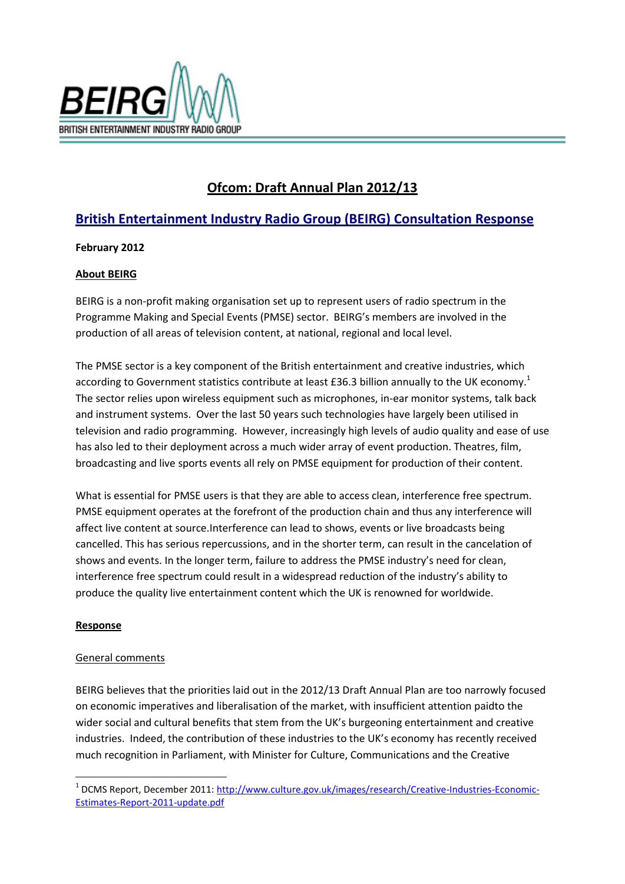BEIRG
BRITISH ENTERTAINMENT INDUSTRY RADIO GROUP

# Ofcom: Draft Annual Plan 2012/13

## British Entertainment Industry Radio Group (BEIRG) Consultation Response

**February 2012**

**About BEIRG**

BEIRG is a non-profit making organisation set up to represent users of radio spectrum in the Programme Making and Special Events (PMSE) sector. BEIRG's members are involved in the production of all areas of television content, at national, regional and local level.

The PMSE sector is a key component of the British entertainment and creative industries, which according to Government statistics contribute at least £36.3 billion annually to the UK economy.[1] The sector relies upon wireless equipment such as microphones, in-ear monitor systems, talk back and instrument systems. Over the last 50 years such technologies have largely been utilised in television and radio programming. However, increasingly high levels of audio quality and ease of use has also led to their deployment across a much wider array of event production. Theatres, film, broadcasting and live sports events all rely on PMSE equipment for production of their content.

What is essential for PMSE users is that they are able to access clean, interference free spectrum. PMSE equipment operates at the forefront of the production chain and thus any interference will affect live content at source.Interference can lead to shows, events or live broadcasts being cancelled. This has serious repercussions, and in the shorter term, can result in the cancelation of shows and events. In the longer term, failure to address the PMSE industry's need for clean, interference free spectrum could result in a widespread reduction of the industry's ability to produce the quality live entertainment content which the UK is renowned for worldwide.

**Response**

General comments

BEIRG believes that the priorities laid out in the 2012/13 Draft Annual Plan are too narrowly focused on economic imperatives and liberalisation of the market, with insufficient attention paidto the wider social and cultural benefits that stem from the UK's burgeoning entertainment and creative industries. Indeed, the contribution of these industries to the UK's economy has recently received much recognition in Parliament, with Minister for Culture, Communications and the Creative

[1] DCMS Report, December 2011: http://www.culture.gov.uk/images/research/Creative-Industries-Economic-Estimates-Report-2011-update.pdf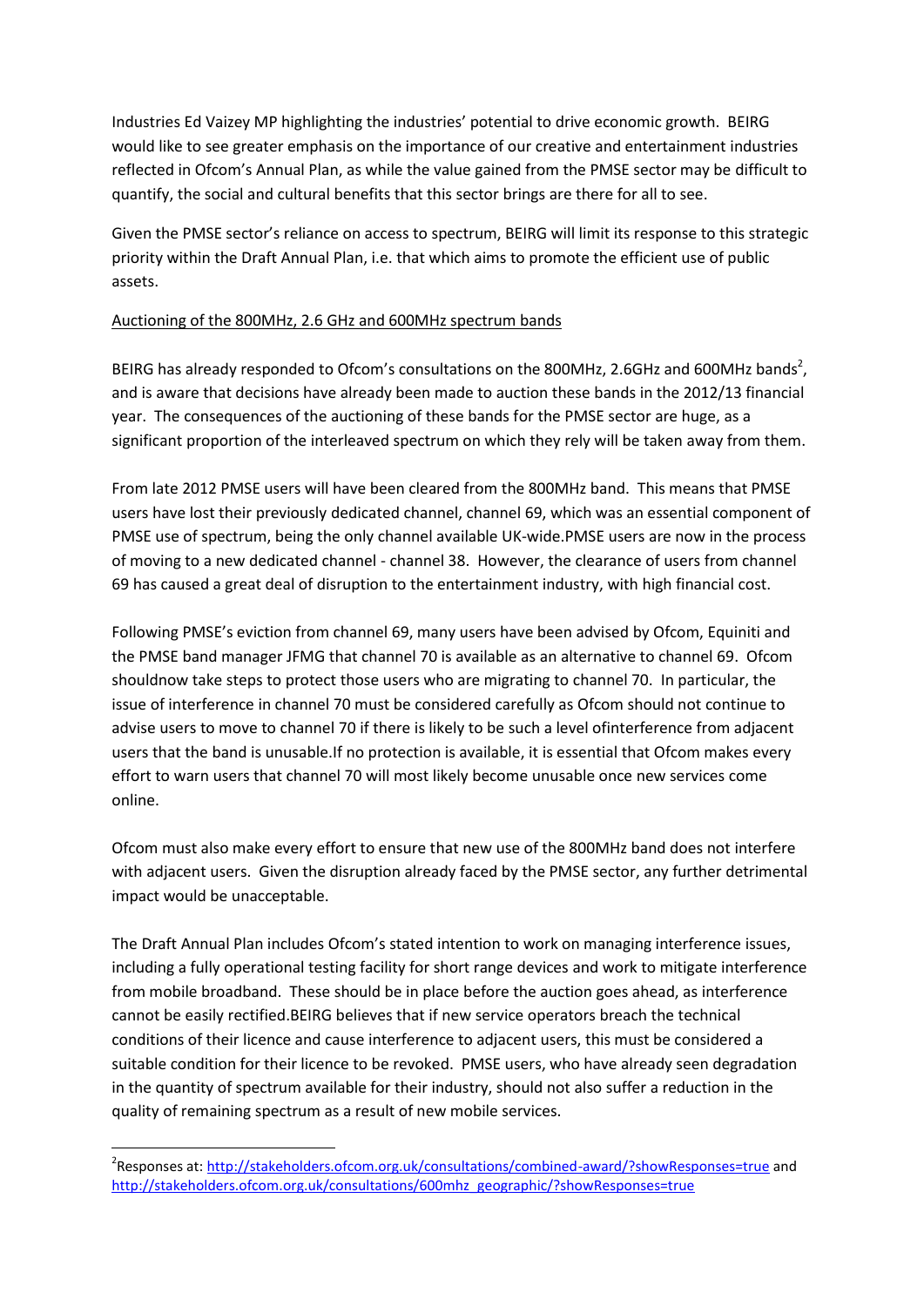Industries Ed Vaizey MP highlighting the industries' potential to drive economic growth. BEIRG would like to see greater emphasis on the importance of our creative and entertainment industries reflected in Ofcom's Annual Plan, as while the value gained from the PMSE sector may be difficult to quantify, the social and cultural benefits that this sector brings are there for all to see.

Given the PMSE sector's reliance on access to spectrum, BEIRG will limit its response to this strategic priority within the Draft Annual Plan, i.e. that which aims to promote the efficient use of public assets.

Auctioning of the 800MHz, 2.6 GHz and 600MHz spectrum bands

BEIRG has already responded to Ofcom's consultations on the 800MHz, 2.6GHz and 600MHz bands[2], and is aware that decisions have already been made to auction these bands in the 2012/13 financial year. The consequences of the auctioning of these bands for the PMSE sector are huge, as a significant proportion of the interleaved spectrum on which they rely will be taken away from them.

From late 2012 PMSE users will have been cleared from the 800MHz band. This means that PMSE users have lost their previously dedicated channel, channel 69, which was an essential component of PMSE use of spectrum, being the only channel available UK-wide.PMSE users are now in the process of moving to a new dedicated channel - channel 38. However, the clearance of users from channel 69 has caused a great deal of disruption to the entertainment industry, with high financial cost.

Following PMSE's eviction from channel 69, many users have been advised by Ofcom, Equiniti and the PMSE band manager JFMG that channel 70 is available as an alternative to channel 69. Ofcom shouldnow take steps to protect those users who are migrating to channel 70. In particular, the issue of interference in channel 70 must be considered carefully as Ofcom should not continue to advise users to move to channel 70 if there is likely to be such a level ofinterference from adjacent users that the band is unusable.If no protection is available, it is essential that Ofcom makes every effort to warn users that channel 70 will most likely become unusable once new services come online.

Ofcom must also make every effort to ensure that new use of the 800MHz band does not interfere with adjacent users. Given the disruption already faced by the PMSE sector, any further detrimental impact would be unacceptable.

The Draft Annual Plan includes Ofcom's stated intention to work on managing interference issues, including a fully operational testing facility for short range devices and work to mitigate interference from mobile broadband. These should be in place before the auction goes ahead, as interference cannot be easily rectified.BEIRG believes that if new service operators breach the technical conditions of their licence and cause interference to adjacent users, this must be considered a suitable condition for their licence to be revoked. PMSE users, who have already seen degradation in the quantity of spectrum available for their industry, should not also suffer a reduction in the quality of remaining spectrum as a result of new mobile services.

[2]Responses at: http://stakeholders.ofcom.org.uk/consultations/combined-award/?showResponses=true and http://stakeholders.ofcom.org.uk/consultations/600mhz_geographic/?showResponses=true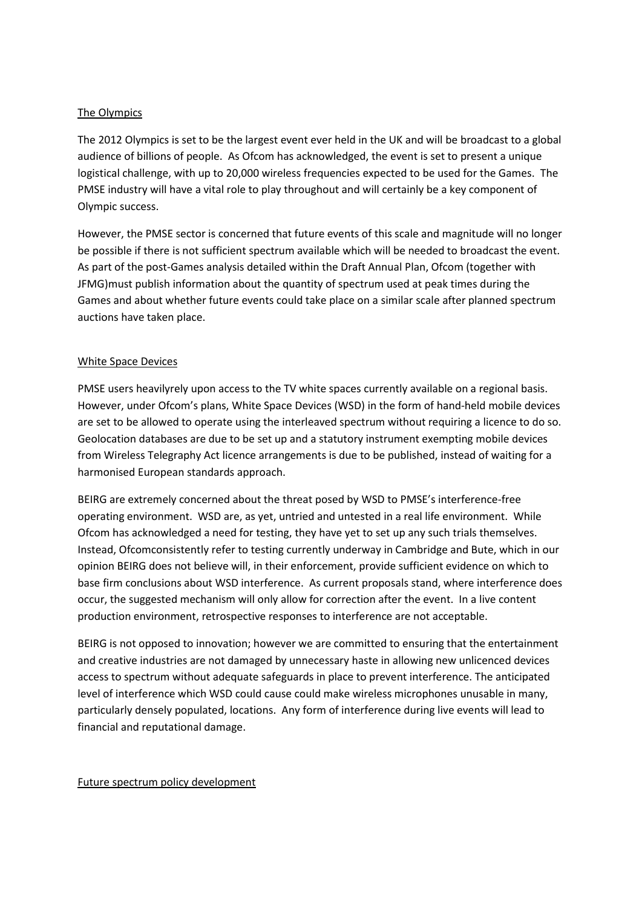## The Olympics

The 2012 Olympics is set to be the largest event ever held in the UK and will be broadcast to a global audience of billions of people. As Ofcom has acknowledged, the event is set to present a unique logistical challenge, with up to 20,000 wireless frequencies expected to be used for the Games. The PMSE industry will have a vital role to play throughout and will certainly be a key component of Olympic success.

However, the PMSE sector is concerned that future events of this scale and magnitude will no longer be possible if there is not sufficient spectrum available which will be needed to broadcast the event. As part of the post-Games analysis detailed within the Draft Annual Plan, Ofcom (together with JFMG)must publish information about the quantity of spectrum used at peak times during the Games and about whether future events could take place on a similar scale after planned spectrum auctions have taken place.

## White Space Devices

PMSE users heavilyrely upon access to the TV white spaces currently available on a regional basis. However, under Ofcom's plans, White Space Devices (WSD) in the form of hand-held mobile devices are set to be allowed to operate using the interleaved spectrum without requiring a licence to do so. Geolocation databases are due to be set up and a statutory instrument exempting mobile devices from Wireless Telegraphy Act licence arrangements is due to be published, instead of waiting for a harmonised European standards approach.

BEIRG are extremely concerned about the threat posed by WSD to PMSE's interference-free operating environment. WSD are, as yet, untried and untested in a real life environment. While Ofcom has acknowledged a need for testing, they have yet to set up any such trials themselves. Instead, Ofcomconsistently refer to testing currently underway in Cambridge and Bute, which in our opinion BEIRG does not believe will, in their enforcement, provide sufficient evidence on which to base firm conclusions about WSD interference. As current proposals stand, where interference does occur, the suggested mechanism will only allow for correction after the event. In a live content production environment, retrospective responses to interference are not acceptable.

BEIRG is not opposed to innovation; however we are committed to ensuring that the entertainment and creative industries are not damaged by unnecessary haste in allowing new unlicenced devices access to spectrum without adequate safeguards in place to prevent interference. The anticipated level of interference which WSD could cause could make wireless microphones unusable in many, particularly densely populated, locations. Any form of interference during live events will lead to financial and reputational damage.

## Future spectrum policy development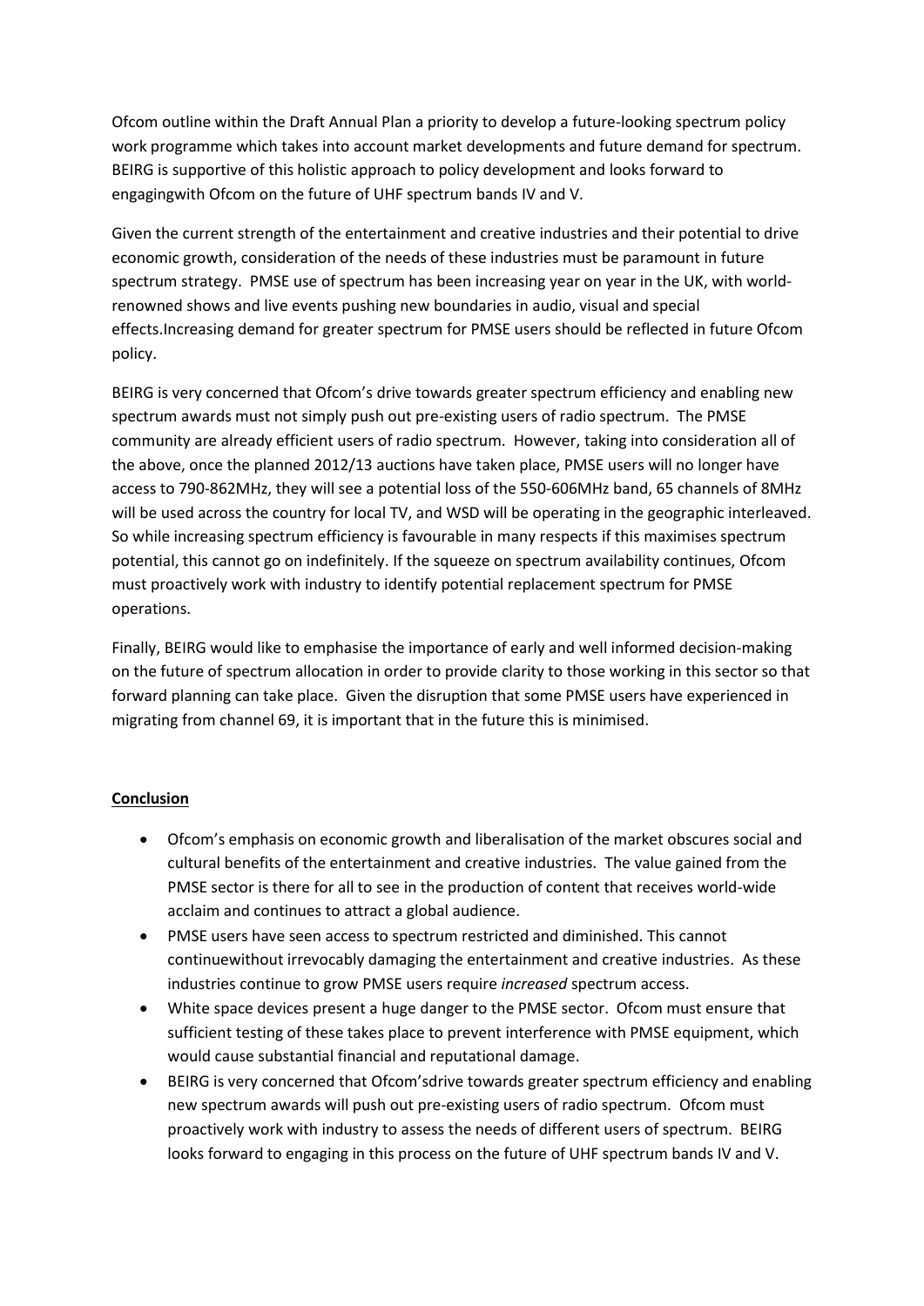Ofcom outline within the Draft Annual Plan a priority to develop a future-looking spectrum policy work programme which takes into account market developments and future demand for spectrum. BEIRG is supportive of this holistic approach to policy development and looks forward to engagingwith Ofcom on the future of UHF spectrum bands IV and V.

Given the current strength of the entertainment and creative industries and their potential to drive economic growth, consideration of the needs of these industries must be paramount in future spectrum strategy. PMSE use of spectrum has been increasing year on year in the UK, with world-renowned shows and live events pushing new boundaries in audio, visual and special effects.Increasing demand for greater spectrum for PMSE users should be reflected in future Ofcom policy.

BEIRG is very concerned that Ofcom's drive towards greater spectrum efficiency and enabling new spectrum awards must not simply push out pre-existing users of radio spectrum. The PMSE community are already efficient users of radio spectrum. However, taking into consideration all of the above, once the planned 2012/13 auctions have taken place, PMSE users will no longer have access to 790-862MHz, they will see a potential loss of the 550-606MHz band, 65 channels of 8MHz will be used across the country for local TV, and WSD will be operating in the geographic interleaved. So while increasing spectrum efficiency is favourable in many respects if this maximises spectrum potential, this cannot go on indefinitely. If the squeeze on spectrum availability continues, Ofcom must proactively work with industry to identify potential replacement spectrum for PMSE operations.

Finally, BEIRG would like to emphasise the importance of early and well informed decision-making on the future of spectrum allocation in order to provide clarity to those working in this sector so that forward planning can take place. Given the disruption that some PMSE users have experienced in migrating from channel 69, it is important that in the future this is minimised.

**Conclusion**

- Ofcom's emphasis on economic growth and liberalisation of the market obscures social and cultural benefits of the entertainment and creative industries. The value gained from the PMSE sector is there for all to see in the production of content that receives world-wide acclaim and continues to attract a global audience.
- PMSE users have seen access to spectrum restricted and diminished. This cannot continuewithout irrevocably damaging the entertainment and creative industries. As these industries continue to grow PMSE users require *increased* spectrum access.
- White space devices present a huge danger to the PMSE sector. Ofcom must ensure that sufficient testing of these takes place to prevent interference with PMSE equipment, which would cause substantial financial and reputational damage.
- BEIRG is very concerned that Ofcom'sdrive towards greater spectrum efficiency and enabling new spectrum awards will push out pre-existing users of radio spectrum. Ofcom must proactively work with industry to assess the needs of different users of spectrum. BEIRG looks forward to engaging in this process on the future of UHF spectrum bands IV and V.